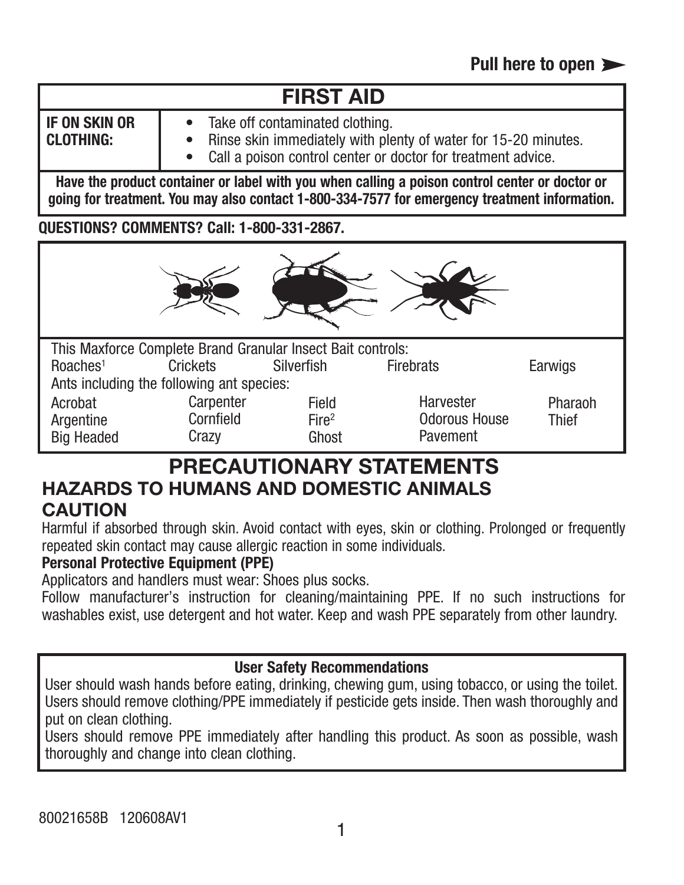**Pull here to open ➤**

# FIRST AID

| IF ON SKIN OR CLOTHING: | • Take off contaminated clothing. • Rinse skin immediately with plenty of water for 15-20 minutes. • Call a poison control center or doctor for treatment advice. |
|---|---|

**Have the product container or label with you when calling a poison control center or doctor or going for treatment. You may also contact 1-800-334-7577 for emergency treatment information.**

**QUESTIONS? COMMENTS? Call: 1-800-331-2867.**

This Maxforce Complete Brand Granular Insect Bait controls:

| Roaches[1] | Crickets | Silverfish | Firebrats | Earwigs |
|---|---|---|---|---|

Ants including the following ant species:

| | | | | |
|---|---|---|---|---|
| Acrobat | Carpenter | Field | Harvester | Pharaoh |
| Argentine | Cornfield | Fire[2] | Odorous House | Thief |
| Big Headed | Crazy | Ghost | Pavement | |

# PRECAUTIONARY STATEMENTS

## HAZARDS TO HUMANS AND DOMESTIC ANIMALS

### CAUTION

Harmful if absorbed through skin. Avoid contact with eyes, skin or clothing. Prolonged or frequently repeated skin contact may cause allergic reaction in some individuals.

**Personal Protective Equipment (PPE)**

Applicators and handlers must wear: Shoes plus socks.

Follow manufacturer's instruction for cleaning/maintaining PPE. If no such instructions for washables exist, use detergent and hot water. Keep and wash PPE separately from other laundry.

**User Safety Recommendations**

User should wash hands before eating, drinking, chewing gum, using tobacco, or using the toilet. Users should remove clothing/PPE immediately if pesticide gets inside. Then wash thoroughly and put on clean clothing.

Users should remove PPE immediately after handling this product. As soon as possible, wash thoroughly and change into clean clothing.

80021658B 120608AV1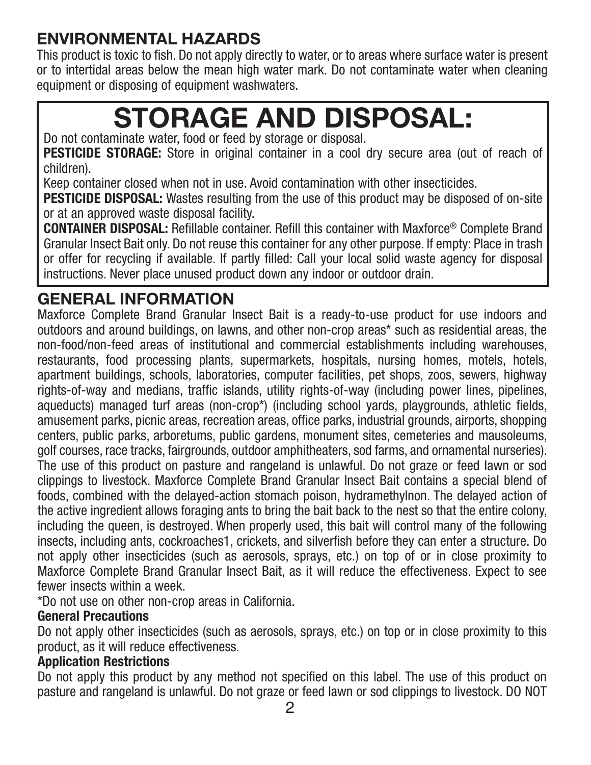## ENVIRONMENTAL HAZARDS

This product is toxic to fish. Do not apply directly to water, or to areas where surface water is present or to intertidal areas below the mean high water mark. Do not contaminate water when cleaning equipment or disposing of equipment washwaters.

# STORAGE AND DISPOSAL:

Do not contaminate water, food or feed by storage or disposal.

**PESTICIDE STORAGE:** Store in original container in a cool dry secure area (out of reach of children).

Keep container closed when not in use. Avoid contamination with other insecticides.

**PESTICIDE DISPOSAL:** Wastes resulting from the use of this product may be disposed of on-site or at an approved waste disposal facility.

**CONTAINER DISPOSAL:** Refillable container. Refill this container with Maxforce® Complete Brand Granular Insect Bait only. Do not reuse this container for any other purpose. If empty: Place in trash or offer for recycling if available. If partly filled: Call your local solid waste agency for disposal instructions. Never place unused product down any indoor or outdoor drain.

## GENERAL INFORMATION

Maxforce Complete Brand Granular Insect Bait is a ready-to-use product for use indoors and outdoors and around buildings, on lawns, and other non-crop areas* such as residential areas, the non-food/non-feed areas of institutional and commercial establishments including warehouses, restaurants, food processing plants, supermarkets, hospitals, nursing homes, motels, hotels, apartment buildings, schools, laboratories, computer facilities, pet shops, zoos, sewers, highway rights-of-way and medians, traffic islands, utility rights-of-way (including power lines, pipelines, aqueducts) managed turf areas (non-crop*) (including school yards, playgrounds, athletic fields, amusement parks, picnic areas, recreation areas, office parks, industrial grounds, airports, shopping centers, public parks, arboretums, public gardens, monument sites, cemeteries and mausoleums, golf courses, race tracks, fairgrounds, outdoor amphitheaters, sod farms, and ornamental nurseries). The use of this product on pasture and rangeland is unlawful. Do not graze or feed lawn or sod clippings to livestock. Maxforce Complete Brand Granular Insect Bait contains a special blend of foods, combined with the delayed-action stomach poison, hydramethylnon. The delayed action of the active ingredient allows foraging ants to bring the bait back to the nest so that the entire colony, including the queen, is destroyed. When properly used, this bait will control many of the following insects, including ants, cockroaches1, crickets, and silverfish before they can enter a structure. Do not apply other insecticides (such as aerosols, sprays, etc.) on top of or in close proximity to Maxforce Complete Brand Granular Insect Bait, as it will reduce the effectiveness. Expect to see fewer insects within a week.

*Do not use on other non-crop areas in California.

### General Precautions

Do not apply other insecticides (such as aerosols, sprays, etc.) on top or in close proximity to this product, as it will reduce effectiveness.

### Application Restrictions

Do not apply this product by any method not specified on this label. The use of this product on pasture and rangeland is unlawful. Do not graze or feed lawn or sod clippings to livestock. DO NOT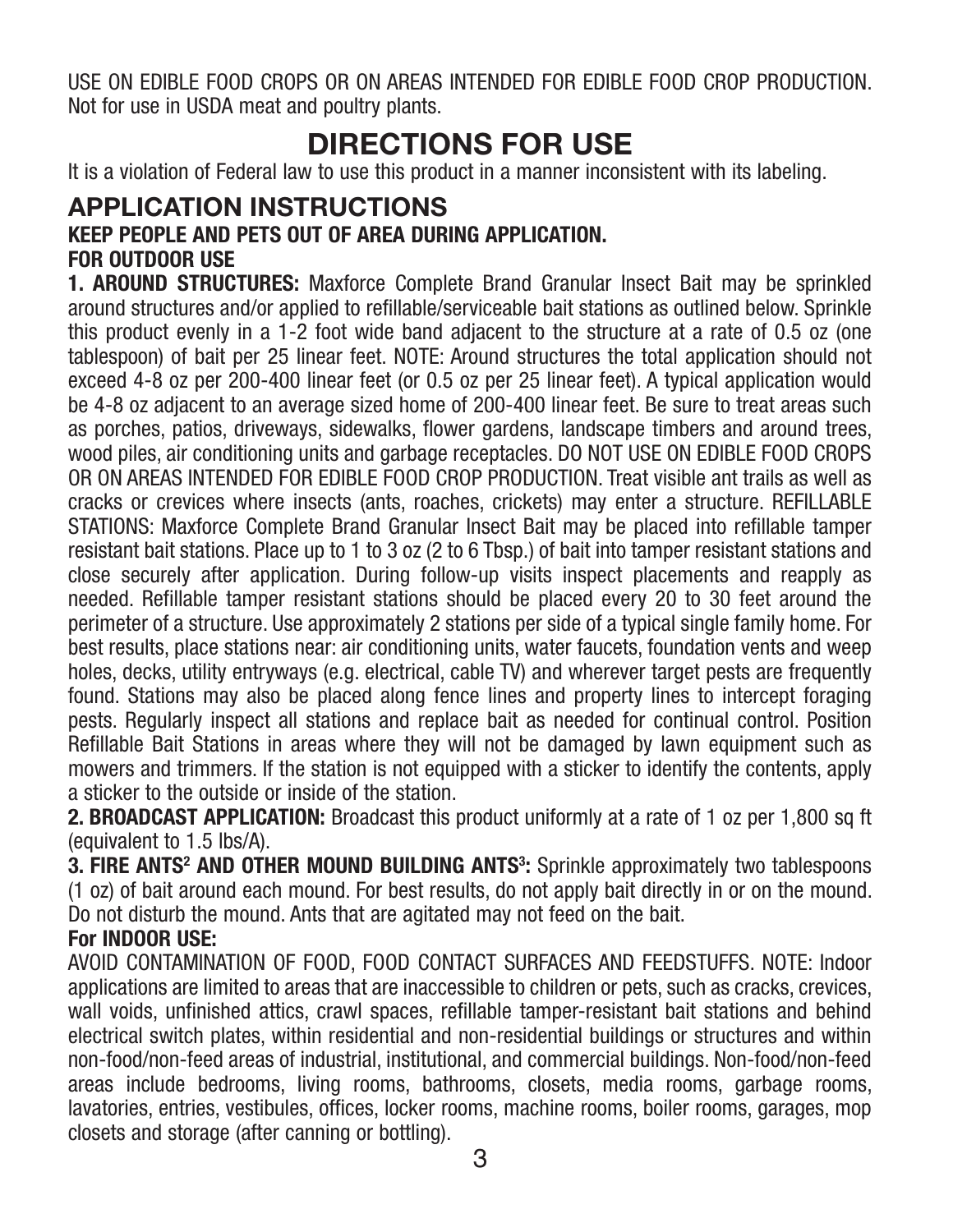USE ON EDIBLE FOOD CROPS OR ON AREAS INTENDED FOR EDIBLE FOOD CROP PRODUCTION. Not for use in USDA meat and poultry plants.

# DIRECTIONS FOR USE

It is a violation of Federal law to use this product in a manner inconsistent with its labeling.

## APPLICATION INSTRUCTIONS

**KEEP PEOPLE AND PETS OUT OF AREA DURING APPLICATION.**

**FOR OUTDOOR USE**

**1. AROUND STRUCTURES:** Maxforce Complete Brand Granular Insect Bait may be sprinkled around structures and/or applied to refillable/serviceable bait stations as outlined below. Sprinkle this product evenly in a 1-2 foot wide band adjacent to the structure at a rate of 0.5 oz (one tablespoon) of bait per 25 linear feet. NOTE: Around structures the total application should not exceed 4-8 oz per 200-400 linear feet (or 0.5 oz per 25 linear feet). A typical application would be 4-8 oz adjacent to an average sized home of 200-400 linear feet. Be sure to treat areas such as porches, patios, driveways, sidewalks, flower gardens, landscape timbers and around trees, wood piles, air conditioning units and garbage receptacles. DO NOT USE ON EDIBLE FOOD CROPS OR ON AREAS INTENDED FOR EDIBLE FOOD CROP PRODUCTION. Treat visible ant trails as well as cracks or crevices where insects (ants, roaches, crickets) may enter a structure. REFILLABLE STATIONS: Maxforce Complete Brand Granular Insect Bait may be placed into refillable tamper resistant bait stations. Place up to 1 to 3 oz (2 to 6 Tbsp.) of bait into tamper resistant stations and close securely after application. During follow-up visits inspect placements and reapply as needed. Refillable tamper resistant stations should be placed every 20 to 30 feet around the perimeter of a structure. Use approximately 2 stations per side of a typical single family home. For best results, place stations near: air conditioning units, water faucets, foundation vents and weep holes, decks, utility entryways (e.g. electrical, cable TV) and wherever target pests are frequently found. Stations may also be placed along fence lines and property lines to intercept foraging pests. Regularly inspect all stations and replace bait as needed for continual control. Position Refillable Bait Stations in areas where they will not be damaged by lawn equipment such as mowers and trimmers. If the station is not equipped with a sticker to identify the contents, apply a sticker to the outside or inside of the station.

**2. BROADCAST APPLICATION:** Broadcast this product uniformly at a rate of 1 oz per 1,800 sq ft (equivalent to 1.5 lbs/A).

**3. FIRE ANTS[2] AND OTHER MOUND BUILDING ANTS[3]:** Sprinkle approximately two tablespoons (1 oz) of bait around each mound. For best results, do not apply bait directly in or on the mound. Do not disturb the mound. Ants that are agitated may not feed on the bait.

**For INDOOR USE:**

AVOID CONTAMINATION OF FOOD, FOOD CONTACT SURFACES AND FEEDSTUFFS. NOTE: Indoor applications are limited to areas that are inaccessible to children or pets, such as cracks, crevices, wall voids, unfinished attics, crawl spaces, refillable tamper-resistant bait stations and behind electrical switch plates, within residential and non-residential buildings or structures and within non-food/non-feed areas of industrial, institutional, and commercial buildings. Non-food/non-feed areas include bedrooms, living rooms, bathrooms, closets, media rooms, garbage rooms, lavatories, entries, vestibules, offices, locker rooms, machine rooms, boiler rooms, garages, mop closets and storage (after canning or bottling).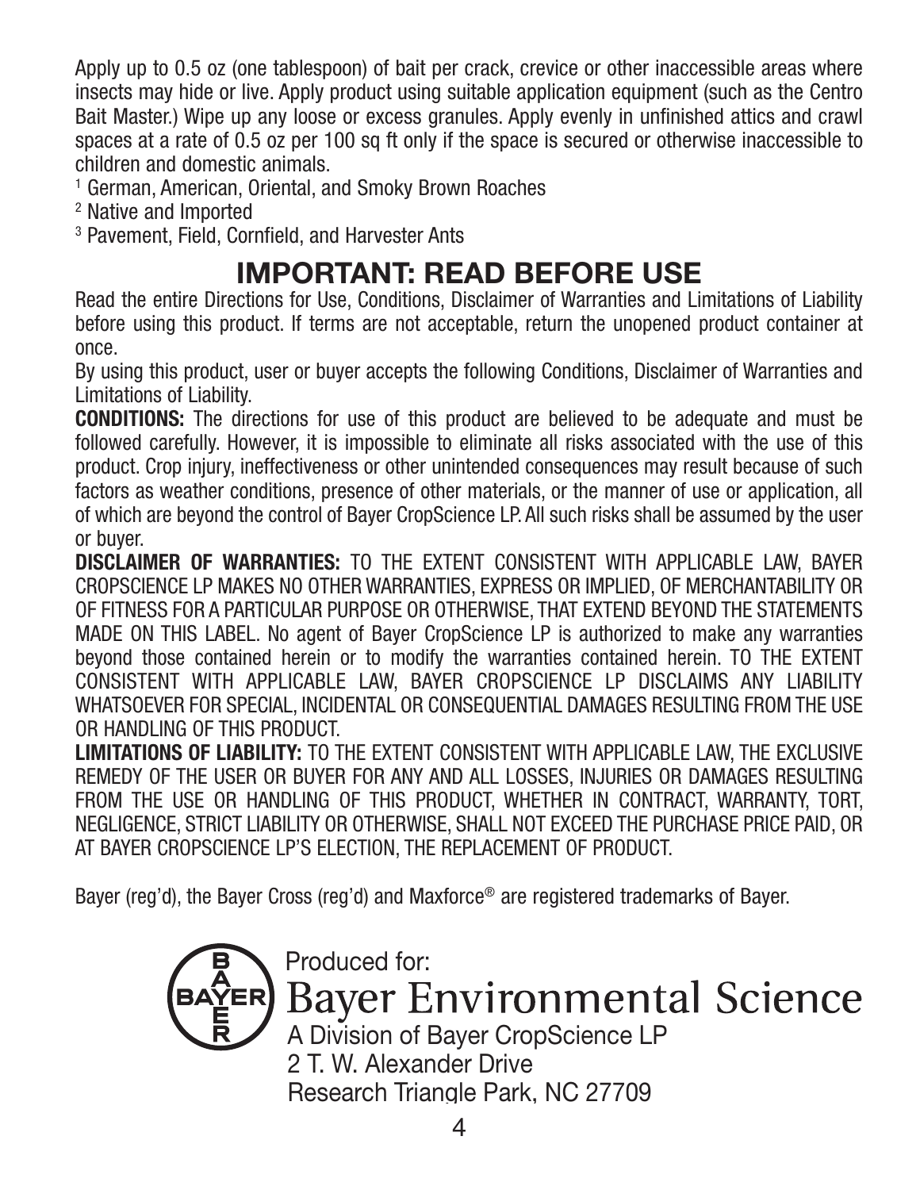Apply up to 0.5 oz (one tablespoon) of bait per crack, crevice or other inaccessible areas where insects may hide or live. Apply product using suitable application equipment (such as the Centro Bait Master.) Wipe up any loose or excess granules. Apply evenly in unfinished attics and crawl spaces at a rate of 0.5 oz per 100 sq ft only if the space is secured or otherwise inaccessible to children and domestic animals.

[1] German, American, Oriental, and Smoky Brown Roaches

[2] Native and Imported

[3] Pavement, Field, Cornfield, and Harvester Ants

## IMPORTANT: READ BEFORE USE

Read the entire Directions for Use, Conditions, Disclaimer of Warranties and Limitations of Liability before using this product. If terms are not acceptable, return the unopened product container at once.

By using this product, user or buyer accepts the following Conditions, Disclaimer of Warranties and Limitations of Liability.

**CONDITIONS:** The directions for use of this product are believed to be adequate and must be followed carefully. However, it is impossible to eliminate all risks associated with the use of this product. Crop injury, ineffectiveness or other unintended consequences may result because of such factors as weather conditions, presence of other materials, or the manner of use or application, all of which are beyond the control of Bayer CropScience LP. All such risks shall be assumed by the user or buyer.

**DISCLAIMER OF WARRANTIES:** TO THE EXTENT CONSISTENT WITH APPLICABLE LAW, BAYER CROPSCIENCE LP MAKES NO OTHER WARRANTIES, EXPRESS OR IMPLIED, OF MERCHANTABILITY OR OF FITNESS FOR A PARTICULAR PURPOSE OR OTHERWISE, THAT EXTEND BEYOND THE STATEMENTS MADE ON THIS LABEL. No agent of Bayer CropScience LP is authorized to make any warranties beyond those contained herein or to modify the warranties contained herein. TO THE EXTENT CONSISTENT WITH APPLICABLE LAW, BAYER CROPSCIENCE LP DISCLAIMS ANY LIABILITY WHATSOEVER FOR SPECIAL, INCIDENTAL OR CONSEQUENTIAL DAMAGES RESULTING FROM THE USE OR HANDLING OF THIS PRODUCT.

**LIMITATIONS OF LIABILITY:** TO THE EXTENT CONSISTENT WITH APPLICABLE LAW, THE EXCLUSIVE REMEDY OF THE USER OR BUYER FOR ANY AND ALL LOSSES, INJURIES OR DAMAGES RESULTING FROM THE USE OR HANDLING OF THIS PRODUCT, WHETHER IN CONTRACT, WARRANTY, TORT, NEGLIGENCE, STRICT LIABILITY OR OTHERWISE, SHALL NOT EXCEED THE PURCHASE PRICE PAID, OR AT BAYER CROPSCIENCE LP'S ELECTION, THE REPLACEMENT OF PRODUCT.

Bayer (reg'd), the Bayer Cross (reg'd) and Maxforce® are registered trademarks of Bayer.

Produced for:
Bayer Environmental Science
A Division of Bayer CropScience LP
2 T. W. Alexander Drive
Research Triangle Park, NC 27709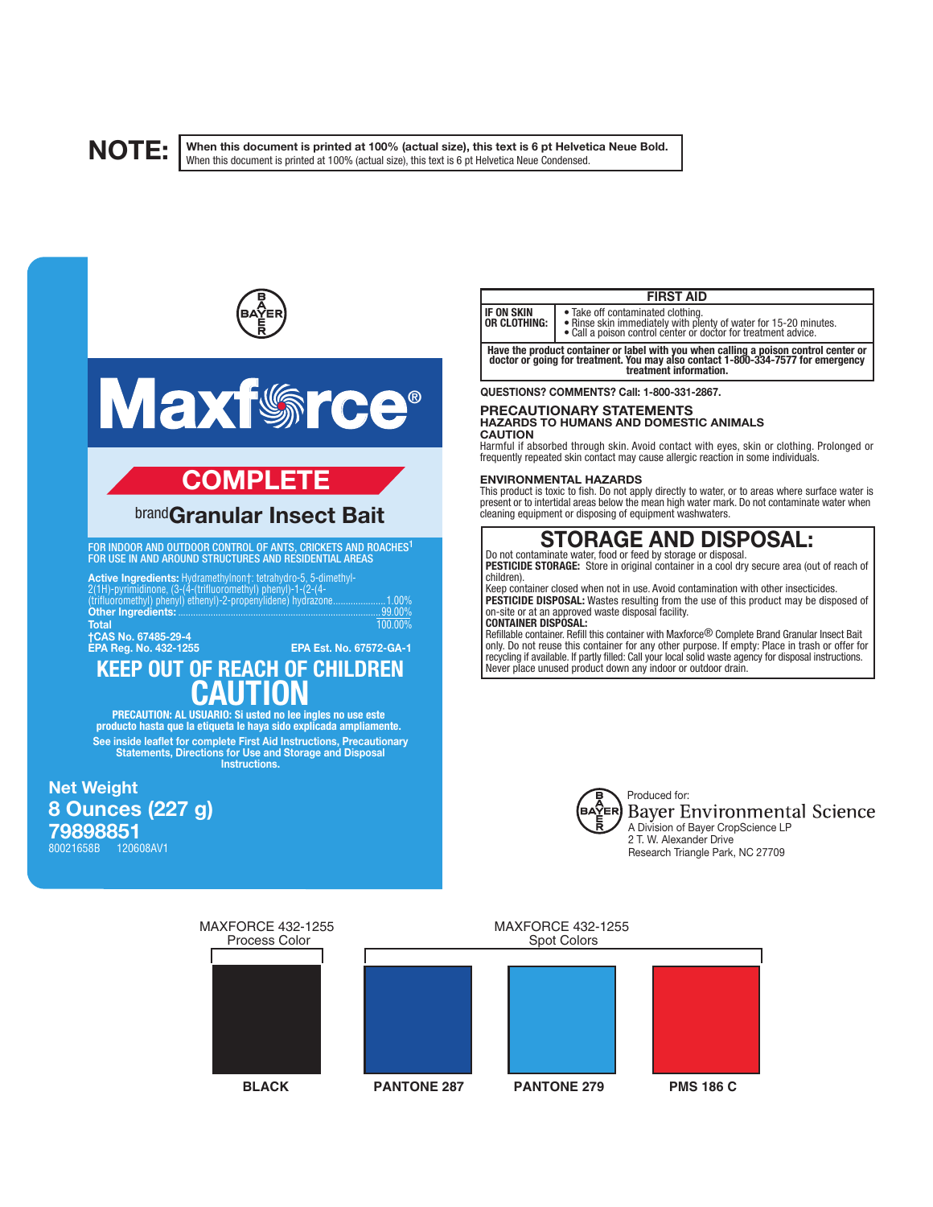**NOTE:**

**When this document is printed at 100% (actual size), this text is 6 pt Helvetica Neue Bold.**
When this document is printed at 100% (actual size), this text is 6 pt Helvetica Neue Condensed.

BAYER

# Maxforce®

## COMPLETE

brand **Granular Insect Bait**

FOR INDOOR AND OUTDOOR CONTROL OF ANTS, CRICKETS AND ROACHES[1]
FOR USE IN AND AROUND STRUCTURES AND RESIDENTIAL AREAS

**Active Ingredients:** Hydramethylnon†: tetrahydro-5, 5-dimethyl-2(1H)-pyrimidinone, (3-(4-(trifluoromethyl) phenyl)-1-(2-(4-(trifluoromethyl) phenyl) ethenyl)-2-propenylidene) hydrazone ..... 1.00%
**Other Ingredients:** ..... 99.00%
**Total** 100.00%
**†CAS No. 67485-29-4**
**EPA Reg. No. 432-1255** **EPA Est. No. 67572-GA-1**

## KEEP OUT OF REACH OF CHILDREN
## CAUTION

**PRECAUTION: AL USUARIO: Si usted no lee ingles no use este producto hasta que la etiqueta le haya sido explicada ampliamente.**

**See inside leaflet for complete First Aid Instructions, Precautionary Statements, Directions for Use and Storage and Disposal Instructions.**

**Net Weight**
**8 Ounces (227 g)**
**79898851**
80021658B 120608AV1

| FIRST AID | |
|---|---|
| **IF ON SKIN OR CLOTHING:** | • Take off contaminated clothing. • Rinse skin immediately with plenty of water for 15-20 minutes. • Call a poison control center or doctor for treatment advice. |
| **Have the product container or label with you when calling a poison control center or doctor or going for treatment. You may also contact 1-800-334-7577 for emergency treatment information.** | |

**QUESTIONS? COMMENTS? Call: 1-800-331-2867.**

### PRECAUTIONARY STATEMENTS
**HAZARDS TO HUMANS AND DOMESTIC ANIMALS**
**CAUTION**
Harmful if absorbed through skin. Avoid contact with eyes, skin or clothing. Prolonged or frequently repeated skin contact may cause allergic reaction in some individuals.

**ENVIRONMENTAL HAZARDS**
This product is toxic to fish. Do not apply directly to water, or to areas where surface water is present or to intertidal areas below the mean high water mark. Do not contaminate water when cleaning equipment or disposing of equipment washwaters.

## STORAGE AND DISPOSAL:
Do not contaminate water, food or feed by storage or disposal.
**PESTICIDE STORAGE:** Store in original container in a cool dry secure area (out of reach of children).
Keep container closed when not in use. Avoid contamination with other insecticides.
**PESTICIDE DISPOSAL:** Wastes resulting from the use of this product may be disposed of on-site or at an approved waste disposal facility.
**CONTAINER DISPOSAL:**
Refillable container. Refill this container with Maxforce® Complete Brand Granular Insect Bait only. Do not reuse this container for any other purpose. If empty: Place in trash or offer for recycling if available. If partly filled: Call your local solid waste agency for disposal instructions. Never place unused product down any indoor or outdoor drain.

Produced for:
Bayer Environmental Science
A Division of Bayer CropScience LP
2 T. W. Alexander Drive
Research Triangle Park, NC 27709

MAXFORCE 432-1255
Process Color

MAXFORCE 432-1255
Spot Colors

**BLACK** **PANTONE 287** **PANTONE 279** **PMS 186 C**